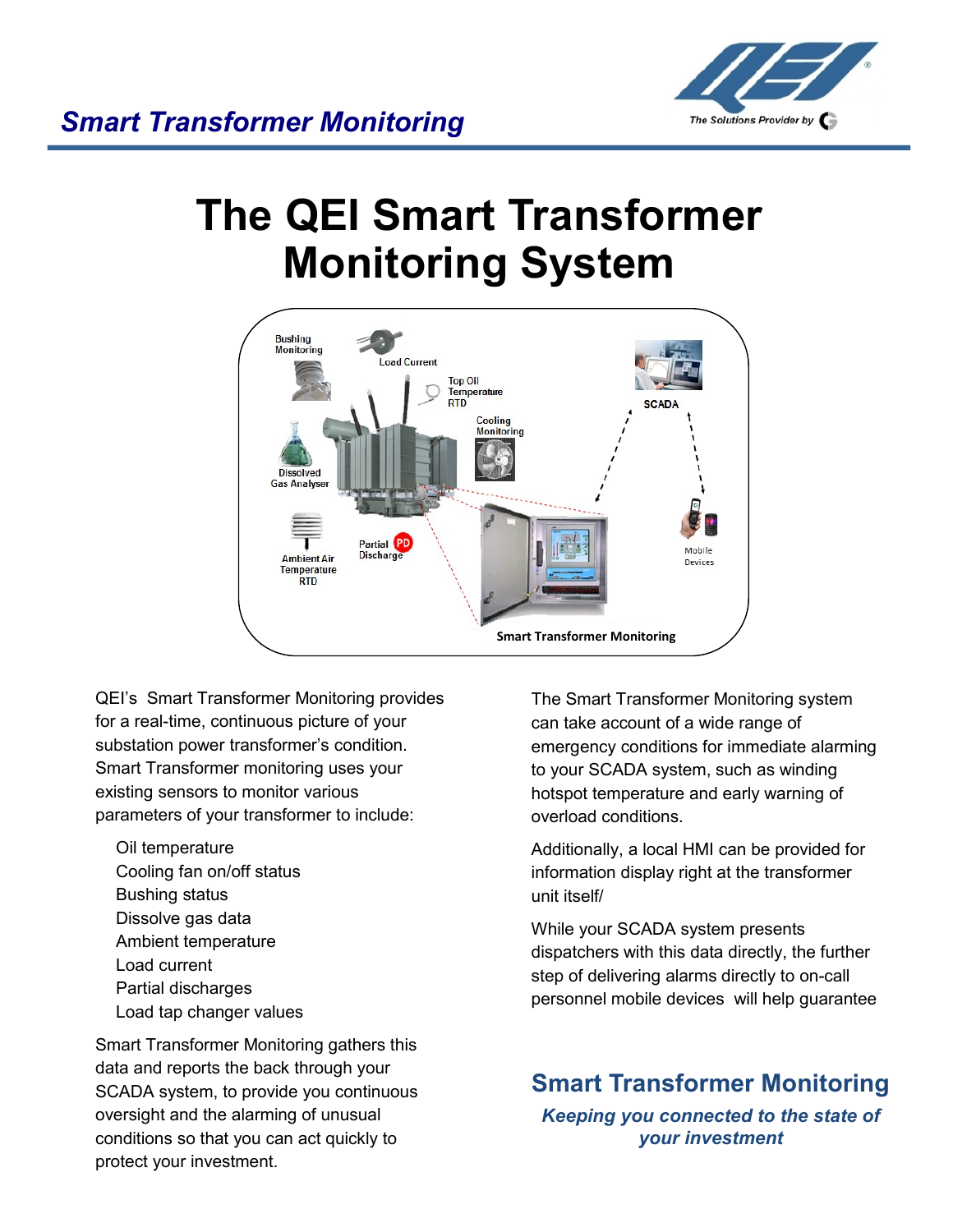## Smart Transformer Monitoring

# The QEI Smart Transformer Monitoring System

QEI's Smart Transformer Monitoring provides for a real-time, continuous picture of your substation power transformer's condition. Smart Transformer monitoring uses your existing sensors to monitor various parameters of your transformer to include:

- Oil temperature
- Cooling fan on/off status
- Bushing status
- Dissolve gas data
- Ambient temperature
- Load current
- Partial discharges
- Load tap changer values

Smart Transformer Monitoring gathers this data and reports the back through your SCADA system, to provide you continuous oversight and the alarming of unusual conditions so that you can act quickly to protect your investment.

The Smart Transformer Monitoring system can take account of a wide range of emergency conditions for immediate alarming to your SCADA system, such as winding hotspot temperature and early warning of overload conditions.

Additionally, a local HMI can be provided for information display right at the transformer unit itself/

While your SCADA system presents dispatchers with this data directly, the further step of delivering alarms directly to on-call personnel mobile devices will help guarantee

## Smart Transformer Monitoring

***Keeping you connected to the state of your investment***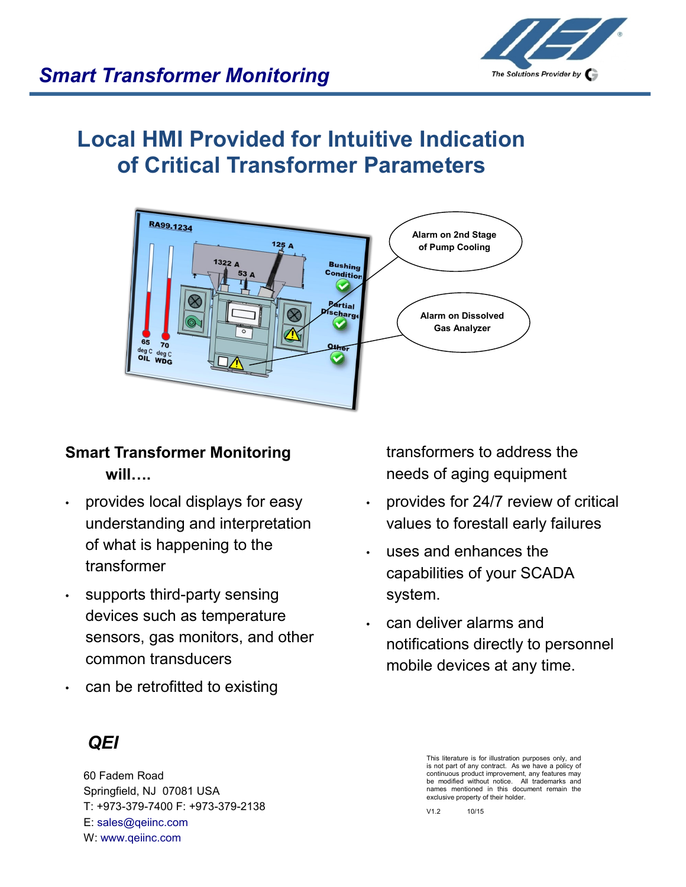## Smart Transformer Monitoring

# Local HMI Provided for Intuitive Indication of Critical Transformer Parameters

RA99.1234

125 A

1322 A

53 A

Bushing Condition

Partial Discharge

Other

65 deg C OIL

70 deg C WDG

Alarm on 2nd Stage of Pump Cooling

Alarm on Dissolved Gas Analyzer

**Smart Transformer Monitoring will….**

- provides local displays for easy understanding and interpretation of what is happening to the transformer
- supports third-party sensing devices such as temperature sensors, gas monitors, and other common transducers
- can be retrofitted to existing transformers to address the needs of aging equipment
- provides for 24/7 review of critical values to forestall early failures
- uses and enhances the capabilities of your SCADA system.
- can deliver alarms and notifications directly to personnel mobile devices at any time.

### *QEI*

60 Fadem Road
Springfield, NJ 07081 USA
T: +973-379-7400 F: +973-379-2138
E: sales@qeiinc.com
W: www.qeiinc.com

This literature is for illustration purposes only, and is not part of any contract. As we have a policy of continuous product improvement, any features may be modified without notice. All trademarks and names mentioned in this document remain the exclusive property of their holder.

V1.2 10/15